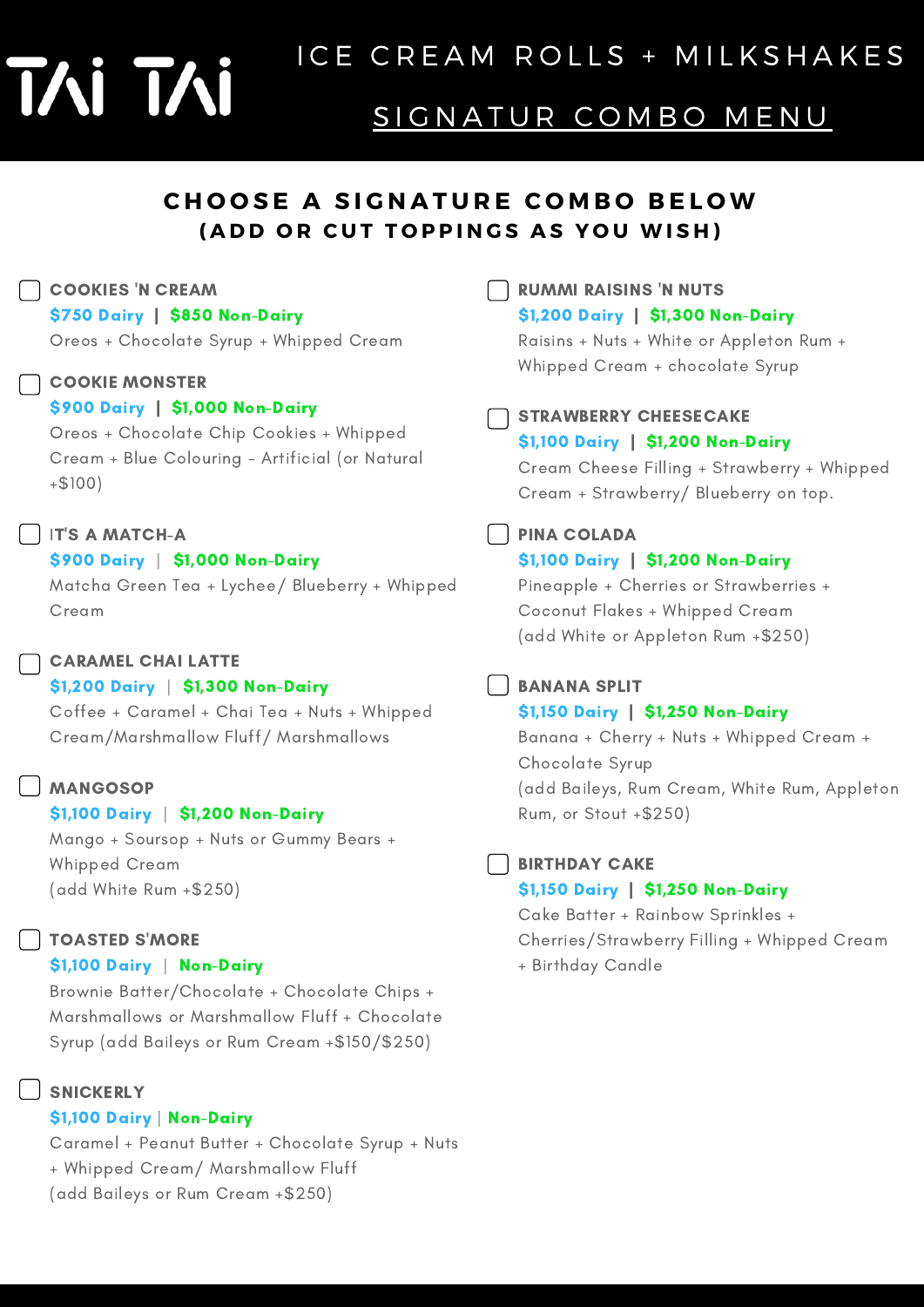# TAI TAI

## ICE CREAM ROLLS + MILKSHAKES

## SIGNATUR COMBO MENU

### CHOOSE A SIGNATURE COMBO BELOW
### (ADD OR CUT TOPPINGS AS YOU WISH)

- [ ] **COOKIES 'N CREAM**
**$750 Dairy | $850 Non-Dairy**
Oreos + Chocolate Syrup + Whipped Cream

- [ ] **COOKIE MONSTER**
**$900 Dairy | $1,000 Non-Dairy**
Oreos + Chocolate Chip Cookies + Whipped Cream + Blue Colouring - Artificial (or Natural +$100)

- [ ] **IT'S A MATCH-A**
**$900 Dairy | $1,000 Non-Dairy**
Matcha Green Tea + Lychee/ Blueberry + Whipped Cream

- [ ] **CARAMEL CHAI LATTE**
**$1,200 Dairy | $1,300 Non-Dairy**
Coffee + Caramel + Chai Tea + Nuts + Whipped Cream/Marshmallow Fluff/ Marshmallows

- [ ] **MANGOSOP**
**$1,100 Dairy | $1,200 Non-Dairy**
Mango + Soursop + Nuts or Gummy Bears + Whipped Cream
(add White Rum +$250)

- [ ] **TOASTED S'MORE**
**$1,100 Dairy | Non-Dairy**
Brownie Batter/Chocolate + Chocolate Chips + Marshmallows or Marshmallow Fluff + Chocolate Syrup (add Baileys or Rum Cream +$150/$250)

- [ ] **SNICKERLY**
**$1,100 Dairy | Non-Dairy**
Caramel + Peanut Butter + Chocolate Syrup + Nuts + Whipped Cream/ Marshmallow Fluff
(add Baileys or Rum Cream +$250)

- [ ] **RUMMI RAISINS 'N NUTS**
**$1,200 Dairy | $1,300 Non-Dairy**
Raisins + Nuts + White or Appleton Rum + Whipped Cream + chocolate Syrup

- [ ] **STRAWBERRY CHEESECAKE**
**$1,100 Dairy | $1,200 Non-Dairy**
Cream Cheese Filling + Strawberry + Whipped Cream + Strawberry/ Blueberry on top.

- [ ] **PINA COLADA**
**$1,100 Dairy | $1,200 Non-Dairy**
Pineapple + Cherries or Strawberries + Coconut Flakes + Whipped Cream
(add White or Appleton Rum +$250)

- [ ] **BANANA SPLIT**
**$1,150 Dairy | $1,250 Non-Dairy**
Banana + Cherry + Nuts + Whipped Cream + Chocolate Syrup
(add Baileys, Rum Cream, White Rum, Appleton Rum, or Stout +$250)

- [ ] **BIRTHDAY CAKE**
**$1,150 Dairy | $1,250 Non-Dairy**
Cake Batter + Rainbow Sprinkles + Cherries/Strawberry Filling + Whipped Cream + Birthday Candle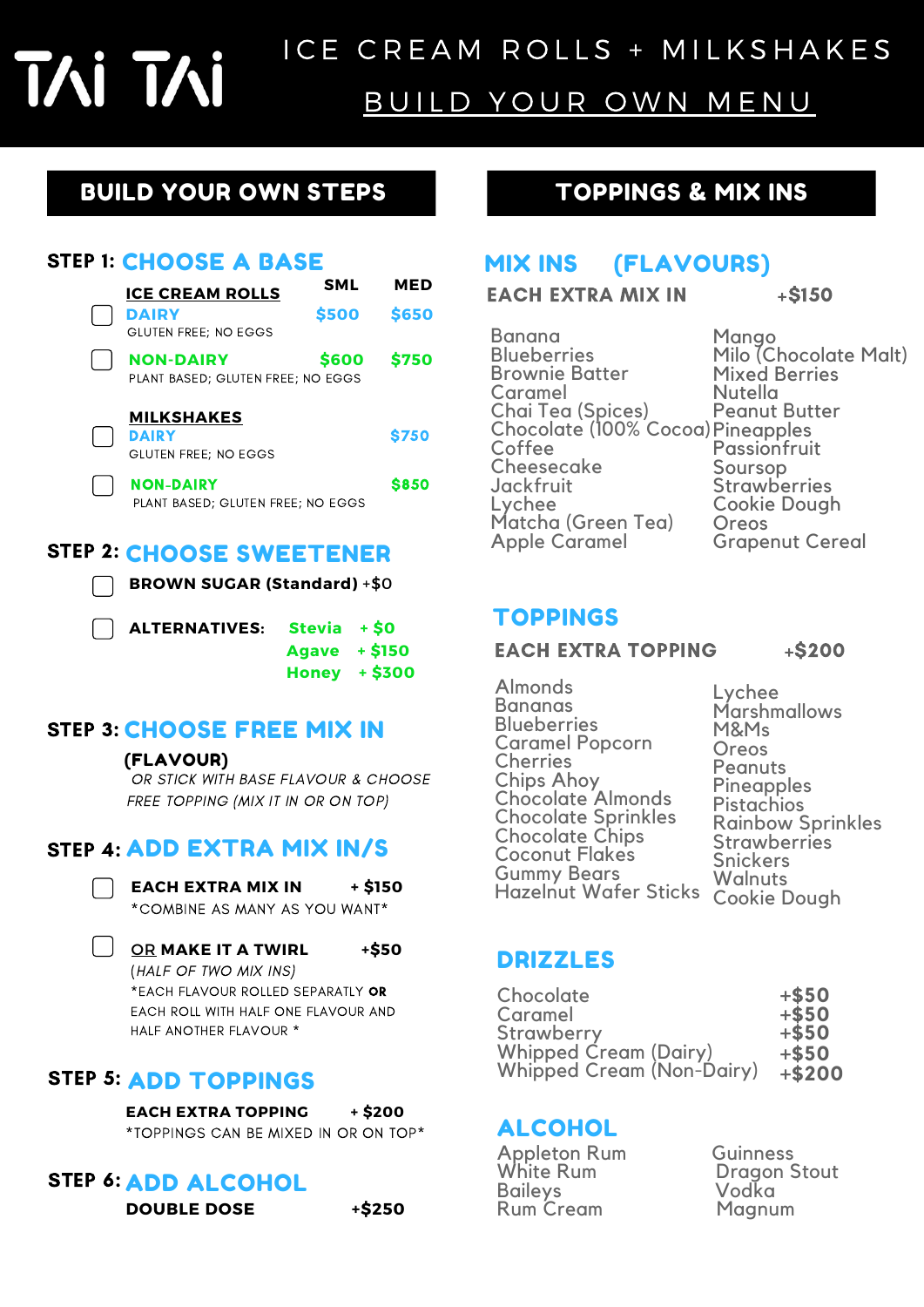# TAi TAi

## ICE CREAM ROLLS + MILKSHAKES

## BUILD YOUR OWN MENU

## BUILD YOUR OWN STEPS

### STEP 1: CHOOSE A BASE

| ICE CREAM ROLLS | SML | MED |
|---|---|---|
| ☐ DAIRY<br>GLUTEN FREE; NO EGGS | $500 | $650 |
| ☐ NON-DAIRY<br>PLANT BASED; GLUTEN FREE; NO EGGS | $600 | $750 |

| MILKSHAKES | |
|---|---|
| ☐ DAIRY<br>GLUTEN FREE; NO EGGS | $750 |
| ☐ NON-DAIRY<br>PLANT BASED; GLUTEN FREE; NO EGGS | $850 |

### STEP 2: CHOOSE SWEETENER

☐ **BROWN SUGAR (Standard)** +$0

☐ **ALTERNATIVES:**
- Stevia + $0
- Agave + $150
- Honey + $300

### STEP 3: CHOOSE FREE MIX IN

**(FLAVOUR)**

*OR STICK WITH BASE FLAVOUR & CHOOSE FREE TOPPING (MIX IT IN OR ON TOP)*

### STEP 4: ADD EXTRA MIX IN/S

☐ **EACH EXTRA MIX IN** + $150

*COMBINE AS MANY AS YOU WANT*

☐ **OR MAKE IT A TWIRL** +$50

(*HALF OF TWO MIX INS*)

*EACH FLAVOUR ROLLED SEPARTLY **OR** EACH ROLL WITH HALF ONE FLAVOUR AND HALF ANOTHER FLAVOUR *

### STEP 5: ADD TOPPINGS

**EACH EXTRA TOPPING** + $200

*TOPPINGS CAN BE MIXED IN OR ON TOP*

### STEP 6: ADD ALCOHOL

**DOUBLE DOSE** +$250

## TOPPINGS & MIX INS

### MIX INS (FLAVOURS)

**EACH EXTRA MIX IN** +$150

- Banana
- Blueberries
- Brownie Batter
- Caramel
- Chai Tea (Spices)
- Chocolate (100% Cocoa)
- Coffee
- Cheesecake
- Jackfruit
- Lychee
- Matcha (Green Tea)
- Apple Caramel
- Mango
- Milo (Chocolate Malt)
- Mixed Berries
- Nutella
- Peanut Butter
- Pineapples
- Passionfruit
- Soursop
- Strawberries
- Cookie Dough
- Oreos
- Grapenut Cereal

### TOPPINGS

**EACH EXTRA TOPPING** +$200

- Almonds
- Bananas
- Blueberries
- Caramel Popcorn
- Cherries
- Chips Ahoy
- Chocolate Almonds
- Chocolate Sprinkles
- Chocolate Chips
- Coconut Flakes
- Gummy Bears
- Hazelnut Wafer Sticks
- Lychee
- Marshmallows
- M&Ms
- Oreos
- Peanuts
- Pineapples
- Pistachios
- Rainbow Sprinkles
- Strawberries
- Snickers
- Walnuts
- Cookie Dough

### DRIZZLES

| | |
|---|---|
| Chocolate | +$50 |
| Caramel | +$50 |
| Strawberry | +$50 |
| Whipped Cream (Dairy) | +$50 |
| Whipped Cream (Non-Dairy) | +$200 |

### ALCOHOL

- Appleton Rum
- White Rum
- Baileys
- Rum Cream
- Guinness
- Dragon Stout
- Vodka
- Magnum